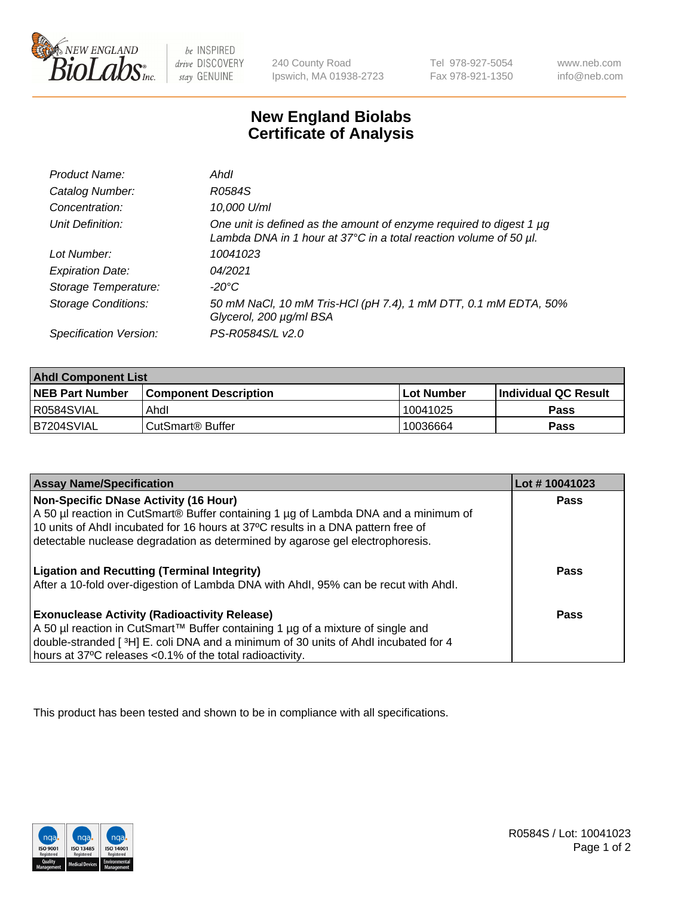240 County Road
Ipswich, MA 01938-2723

Tel 978-927-5054
Fax 978-921-1350

www.neb.com
info@neb.com

# New England Biolabs
# Certificate of Analysis

| | |
|---|---|
| *Product Name:* | *AhdI* |
| *Catalog Number:* | *R0584S* |
| *Concentration:* | *10,000 U/ml* |
| *Unit Definition:* | *One unit is defined as the amount of enzyme required to digest 1 µg Lambda DNA in 1 hour at 37°C in a total reaction volume of 50 µl.* |
| *Lot Number:* | *10041023* |
| *Expiration Date:* | *04/2021* |
| *Storage Temperature:* | *-20°C* |
| *Storage Conditions:* | *50 mM NaCl, 10 mM Tris-HCl (pH 7.4), 1 mM DTT, 0.1 mM EDTA, 50% Glycerol, 200 µg/ml BSA* |
| *Specification Version:* | *PS-R0584S/L v2.0* |

| **AhdI Component List** | | | |
|---|---|---|---|
| **NEB Part Number** | **Component Description** | **Lot Number** | **Individual QC Result** |
| R0584SVIAL | AhdI | 10041025 | **Pass** |
| B7204SVIAL | CutSmart® Buffer | 10036664 | **Pass** |

| **Assay Name/Specification** | **Lot # 10041023** |
|---|---|
| **Non-Specific DNase Activity (16 Hour)** A 50 µl reaction in CutSmart® Buffer containing 1 µg of Lambda DNA and a minimum of 10 units of AhdI incubated for 16 hours at 37ºC results in a DNA pattern free of detectable nuclease degradation as determined by agarose gel electrophoresis. | **Pass** |
| **Ligation and Recutting (Terminal Integrity)** After a 10-fold over-digestion of Lambda DNA with AhdI, 95% can be recut with AhdI. | **Pass** |
| **Exonuclease Activity (Radioactivity Release)** A 50 µl reaction in CutSmart™ Buffer containing 1 µg of a mixture of single and double-stranded [ $^3$H] E. coli DNA and a minimum of 30 units of AhdI incubated for 4 hours at 37ºC releases <0.1% of the total radioactivity. | **Pass** |

This product has been tested and shown to be in compliance with all specifications.

R0584S / Lot: 10041023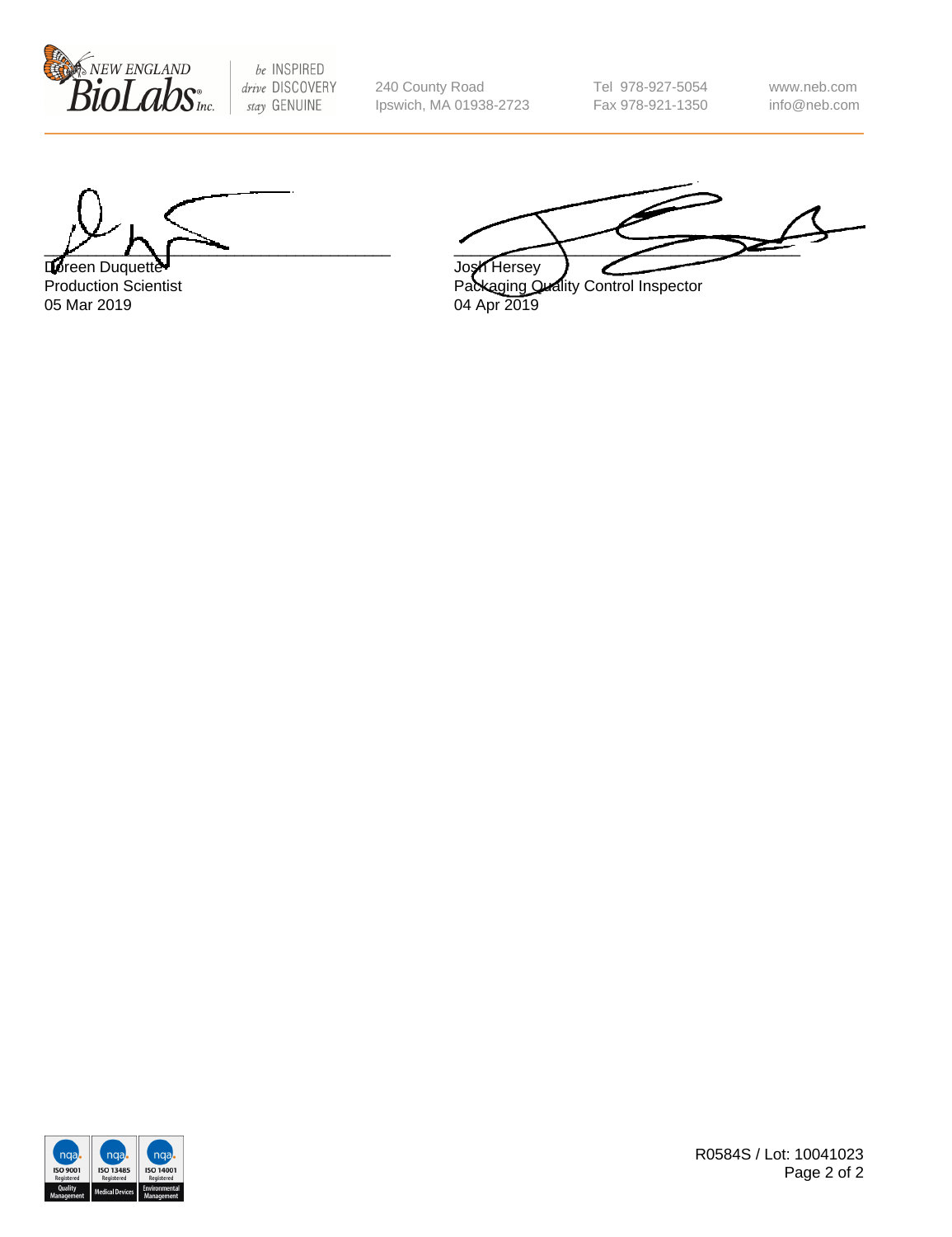Doreen Duquette
Production Scientist
05 Mar 2019

Josh Hersey
Packaging Quality Control Inspector
04 Apr 2019

R0584S / Lot: 10041023